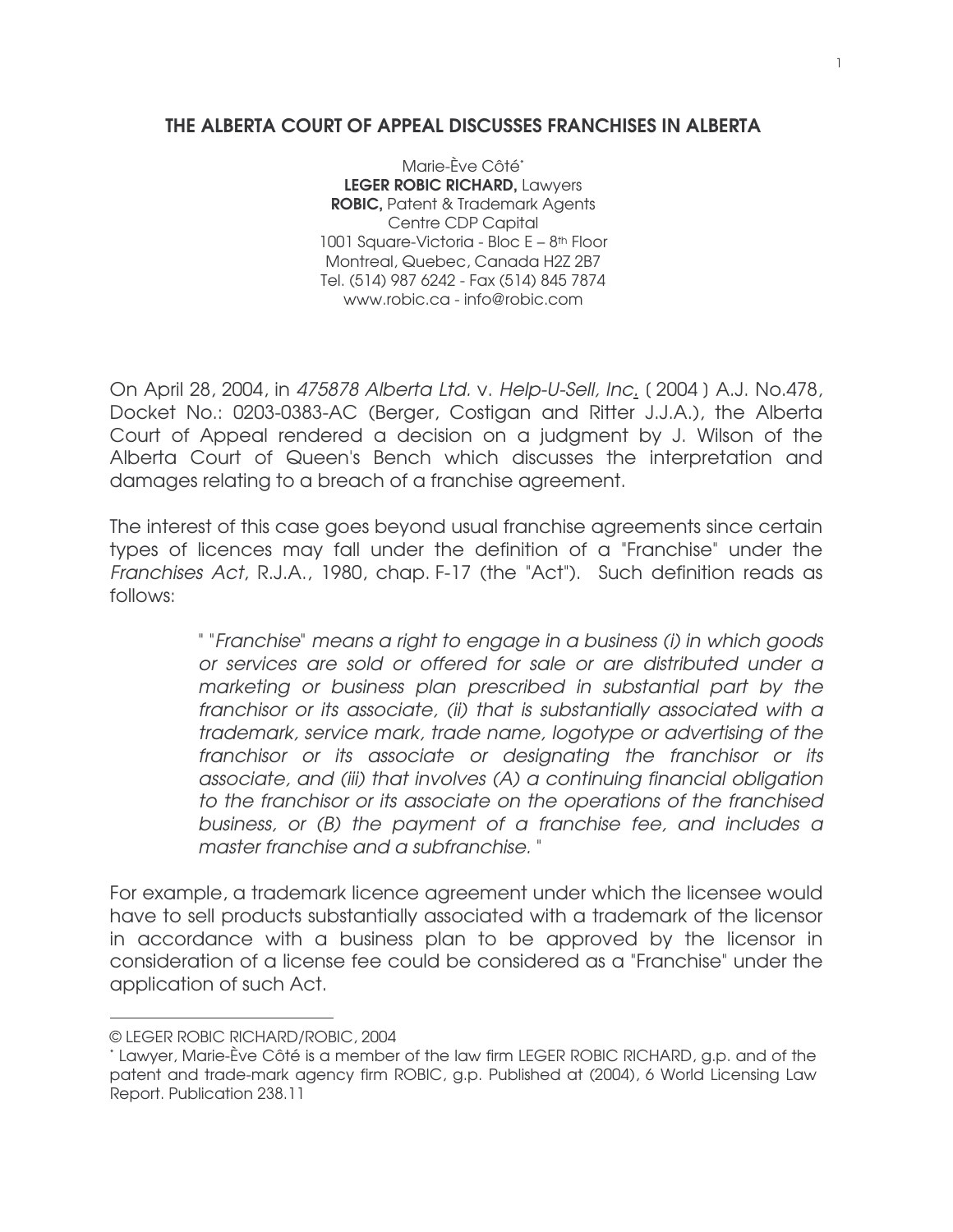# THE ALBERTA COURT OF APPEAL DISCUSSES FRANCHISES IN ALBERTA

Marie-Ève Côté*
**LEGER ROBIC RICHARD,** Lawyers
**ROBIC,** Patent & Trademark Agents
Centre CDP Capital
1001 Square-Victoria - Bloc E – 8th Floor
Montreal, Quebec, Canada H2Z 2B7
Tel. (514) 987 6242 - Fax (514) 845 7874
www.robic.ca - info@robic.com

On April 28, 2004, in *475878 Alberta Ltd.* v. *Help-U-Sell, Inc.* ( 2004 ) A.J. No.478, Docket No.: 0203-0383-AC (Berger, Costigan and Ritter J.J.A.), the Alberta Court of Appeal rendered a decision on a judgment by J. Wilson of the Alberta Court of Queen's Bench which discusses the interpretation and damages relating to a breach of a franchise agreement.

The interest of this case goes beyond usual franchise agreements since certain types of licences may fall under the definition of a "Franchise" under the *Franchises Act*, R.J.A., 1980, chap. F-17 (the "Act"). Such definition reads as follows:

> " "*Franchise*" *means a right to engage in a business (i) in which goods or services are sold or offered for sale or are distributed under a marketing or business plan prescribed in substantial part by the franchisor or its associate, (ii) that is substantially associated with a trademark, service mark, trade name, logotype or advertising of the franchisor or its associate or designating the franchisor or its associate, and (iii) that involves (A) a continuing financial obligation to the franchisor or its associate on the operations of the franchised business, or (B) the payment of a franchise fee, and includes a master franchise and a subfranchise.* "

For example, a trademark licence agreement under which the licensee would have to sell products substantially associated with a trademark of the licensor in accordance with a business plan to be approved by the licensor in consideration of a license fee could be considered as a "Franchise" under the application of such Act.

---

© LEGER ROBIC RICHARD/ROBIC, 2004

* Lawyer, Marie-Ève Côté is a member of the law firm LEGER ROBIC RICHARD, g.p. and of the patent and trade-mark agency firm ROBIC, g.p. Published at (2004), 6 World Licensing Law Report. Publication 238.11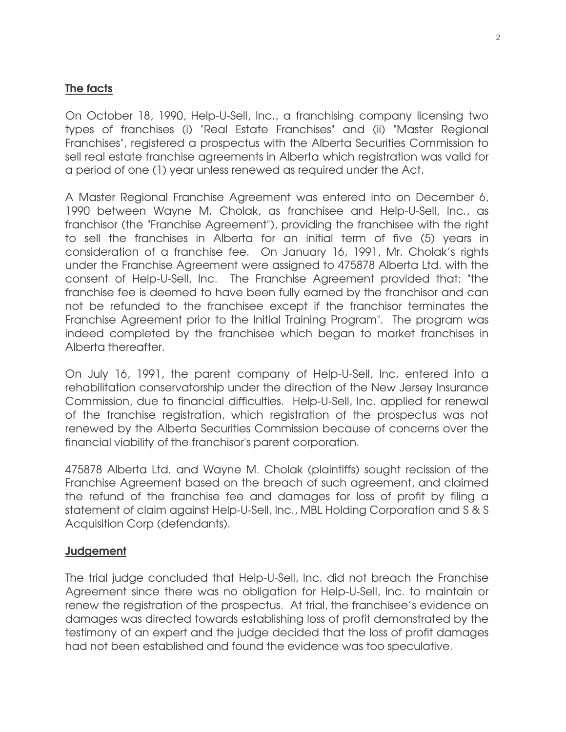## The facts

On October 18, 1990, Help-U-Sell, Inc., a franchising company licensing two types of franchises (i) "Real Estate Franchises" and (ii) "Master Regional Franchises", registered a prospectus with the Alberta Securities Commission to sell real estate franchise agreements in Alberta which registration was valid for a period of one (1) year unless renewed as required under the Act.

A Master Regional Franchise Agreement was entered into on December 6, 1990 between Wayne M. Cholak, as franchisee and Help-U-Sell, Inc., as franchisor (the "Franchise Agreement"), providing the franchisee with the right to sell the franchises in Alberta for an initial term of five (5) years in consideration of a franchise fee. On January 16, 1991, Mr. Cholak's rights under the Franchise Agreement were assigned to 475878 Alberta Ltd. with the consent of Help-U-Sell, Inc. The Franchise Agreement provided that: "the franchise fee is deemed to have been fully earned by the franchisor and can not be refunded to the franchisee except if the franchisor terminates the Franchise Agreement prior to the Initial Training Program". The program was indeed completed by the franchisee which began to market franchises in Alberta thereafter.

On July 16, 1991, the parent company of Help-U-Sell, Inc. entered into a rehabilitation conservatorship under the direction of the New Jersey Insurance Commission, due to financial difficulties. Help-U-Sell, Inc. applied for renewal of the franchise registration, which registration of the prospectus was not renewed by the Alberta Securities Commission because of concerns over the financial viability of the franchisor's parent corporation.

475878 Alberta Ltd. and Wayne M. Cholak (plaintiffs) sought recission of the Franchise Agreement based on the breach of such agreement, and claimed the refund of the franchise fee and damages for loss of profit by filing a statement of claim against Help-U-Sell, Inc., MBL Holding Corporation and S & S Acquisition Corp (defendants).

## Judgement

The trial judge concluded that Help-U-Sell, Inc. did not breach the Franchise Agreement since there was no obligation for Help-U-Sell, Inc. to maintain or renew the registration of the prospectus. At trial, the franchisee's evidence on damages was directed towards establishing loss of profit demonstrated by the testimony of an expert and the judge decided that the loss of profit damages had not been established and found the evidence was too speculative.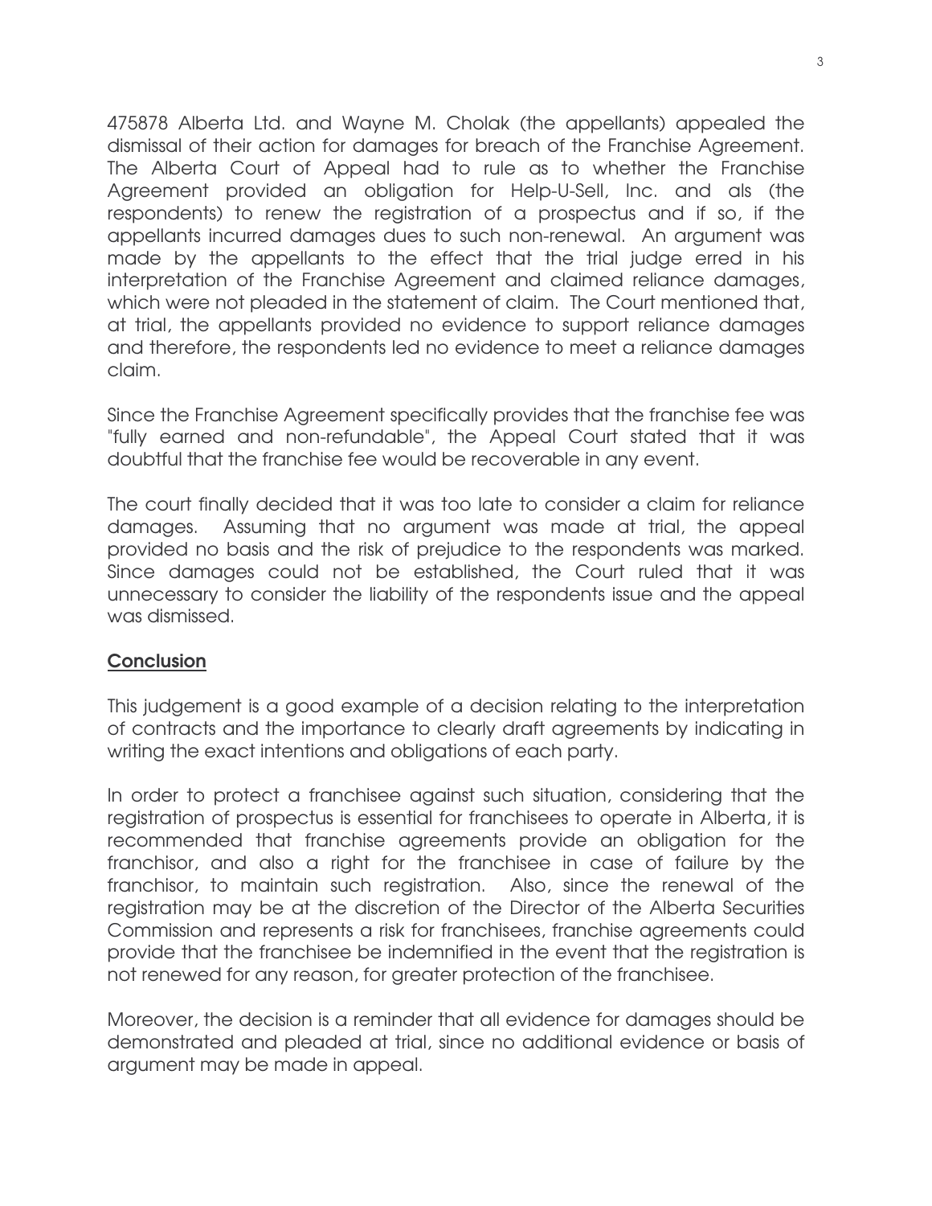475878 Alberta Ltd. and Wayne M. Cholak (the appellants) appealed the dismissal of their action for damages for breach of the Franchise Agreement. The Alberta Court of Appeal had to rule as to whether the Franchise Agreement provided an obligation for Help-U-Sell, Inc. and als (the respondents) to renew the registration of a prospectus and if so, if the appellants incurred damages dues to such non-renewal. An argument was made by the appellants to the effect that the trial judge erred in his interpretation of the Franchise Agreement and claimed reliance damages, which were not pleaded in the statement of claim. The Court mentioned that, at trial, the appellants provided no evidence to support reliance damages and therefore, the respondents led no evidence to meet a reliance damages claim.

Since the Franchise Agreement specifically provides that the franchise fee was "fully earned and non-refundable", the Appeal Court stated that it was doubtful that the franchise fee would be recoverable in any event.

The court finally decided that it was too late to consider a claim for reliance damages. Assuming that no argument was made at trial, the appeal provided no basis and the risk of prejudice to the respondents was marked. Since damages could not be established, the Court ruled that it was unnecessary to consider the liability of the respondents issue and the appeal was dismissed.

## Conclusion

This judgement is a good example of a decision relating to the interpretation of contracts and the importance to clearly draft agreements by indicating in writing the exact intentions and obligations of each party.

In order to protect a franchisee against such situation, considering that the registration of prospectus is essential for franchisees to operate in Alberta, it is recommended that franchise agreements provide an obligation for the franchisor, and also a right for the franchisee in case of failure by the franchisor, to maintain such registration. Also, since the renewal of the registration may be at the discretion of the Director of the Alberta Securities Commission and represents a risk for franchisees, franchise agreements could provide that the franchisee be indemnified in the event that the registration is not renewed for any reason, for greater protection of the franchisee.

Moreover, the decision is a reminder that all evidence for damages should be demonstrated and pleaded at trial, since no additional evidence or basis of argument may be made in appeal.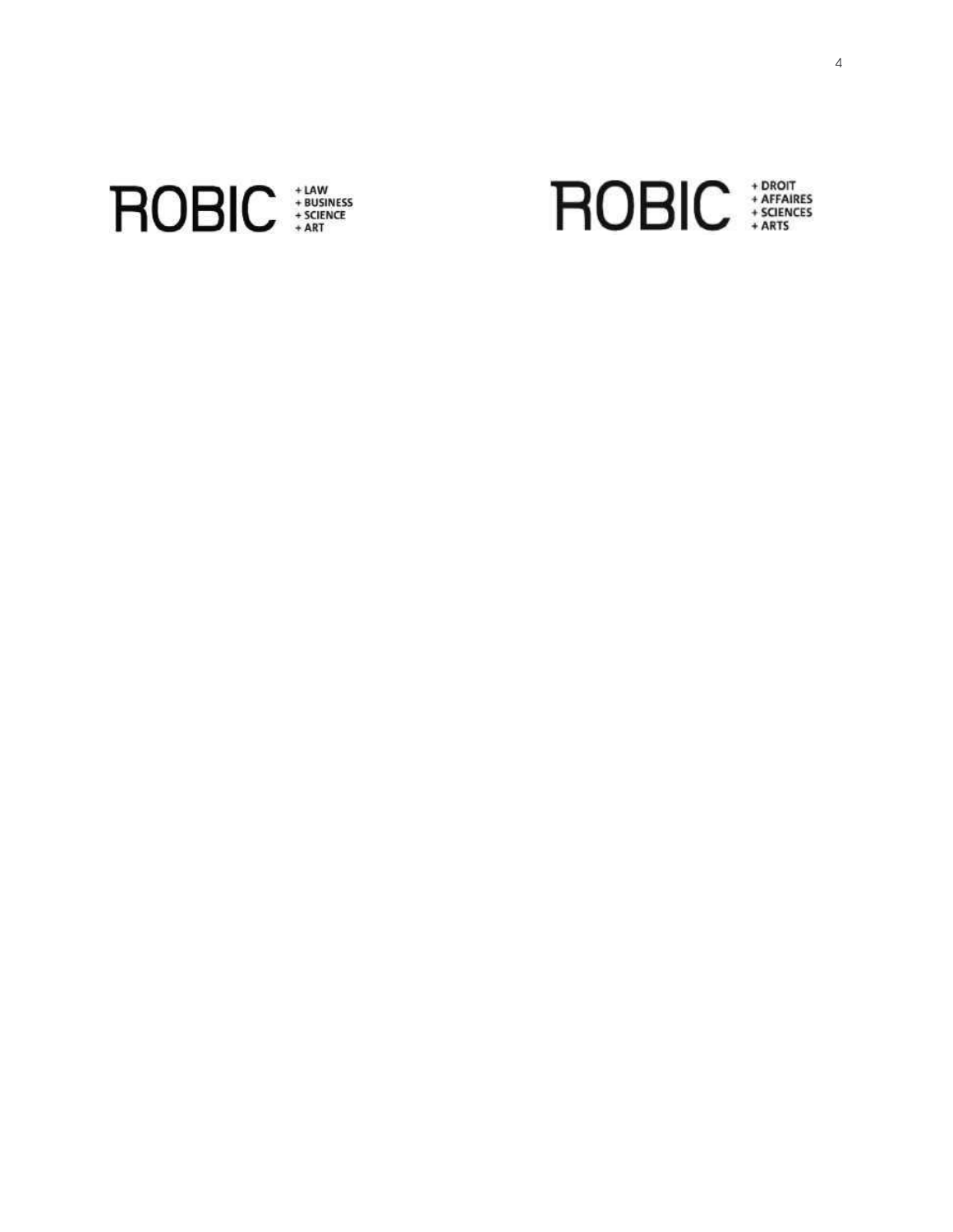ROBIC + LAW + BUSINESS + SCIENCE + ART

ROBIC + DROIT + AFFAIRES + SCIENCES + ARTS